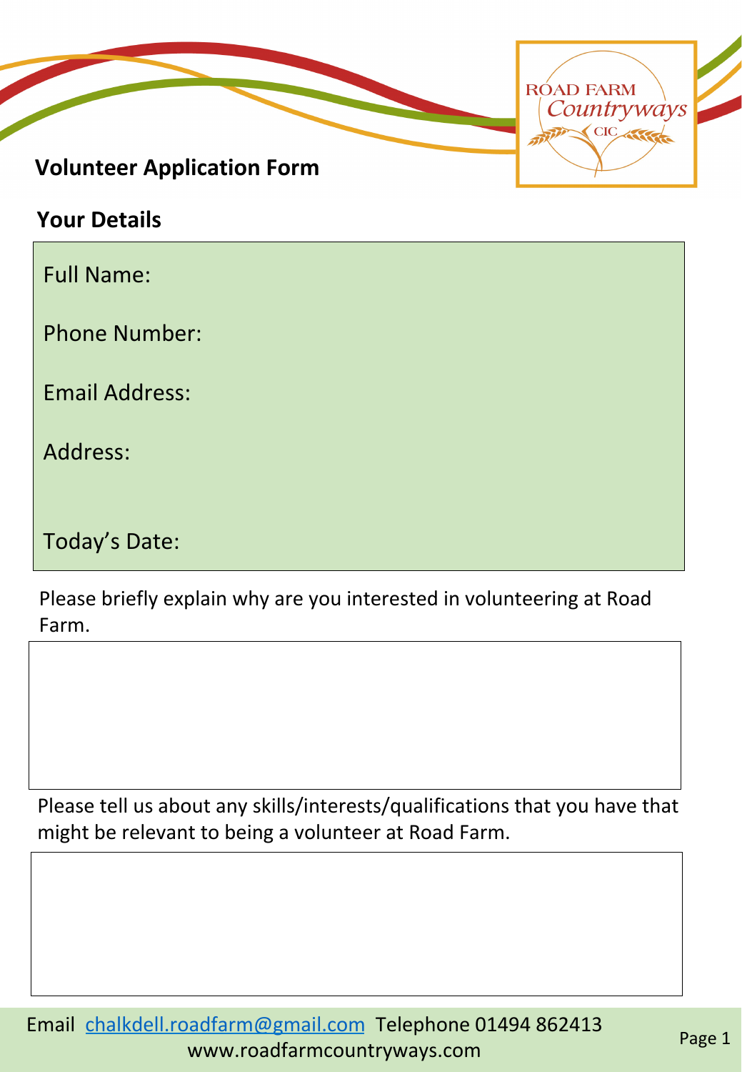ROAD FARM Countryways CIC

# Volunteer Application Form

## Your Details

Full Name:

Phone Number:

Email Address:

Address:

Today's Date:

Please briefly explain why are you interested in volunteering at Road Farm.

Please tell us about any skills/interests/qualifications that you have that might be relevant to being a volunteer at Road Farm.

Email chalkdell.roadfarm@gmail.com Telephone 01494 862413
www.roadfarmcountryways.com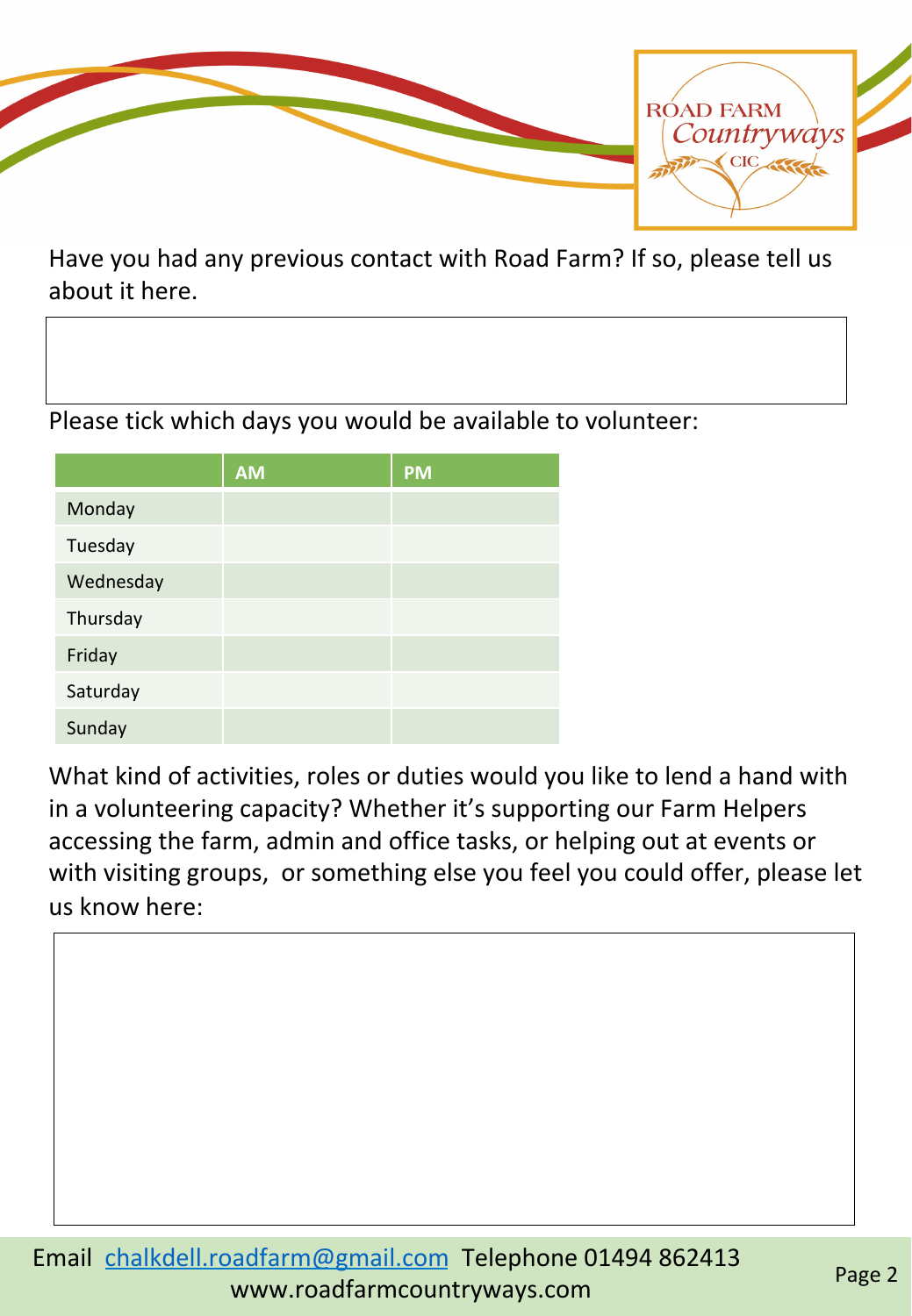Have you had any previous contact with Road Farm? If so, please tell us about it here.

Please tick which days you would be available to volunteer:

| | AM | PM |
|---|---|---|
| Monday | | |
| Tuesday | | |
| Wednesday | | |
| Thursday | | |
| Friday | | |
| Saturday | | |
| Sunday | | |

What kind of activities, roles or duties would you like to lend a hand with in a volunteering capacity? Whether it's supporting our Farm Helpers accessing the farm, admin and office tasks, or helping out at events or with visiting groups, or something else you feel you could offer, please let us know here:

Email chalkdell.roadfarm@gmail.com Telephone 01494 862413
www.roadfarmcountryways.com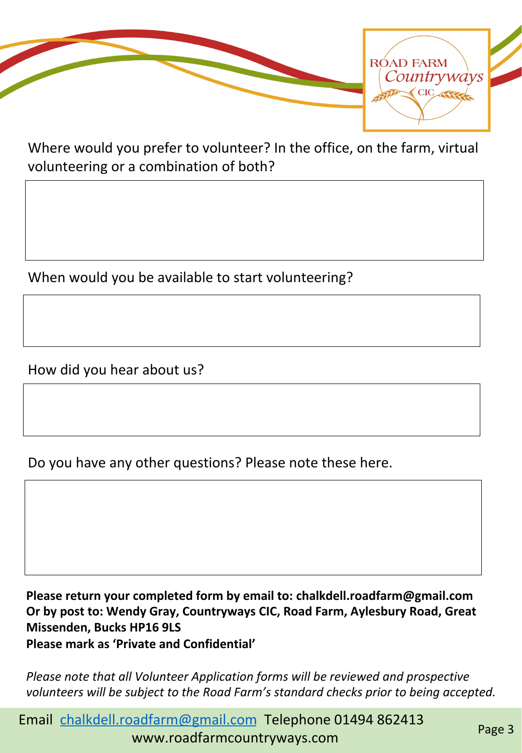Where would you prefer to volunteer? In the office, on the farm, virtual volunteering or a combination of both?

When would you be available to start volunteering?

How did you hear about us?

Do you have any other questions? Please note these here.

**Please return your completed form by email to: chalkdell.roadfarm@gmail.com**
**Or by post to: Wendy Gray, Countryways CIC, Road Farm, Aylesbury Road, Great Missenden, Bucks HP16 9LS**
**Please mark as 'Private and Confidential'**

*Please note that all Volunteer Application forms will be reviewed and prospective volunteers will be subject to the Road Farm's standard checks prior to being accepted.*